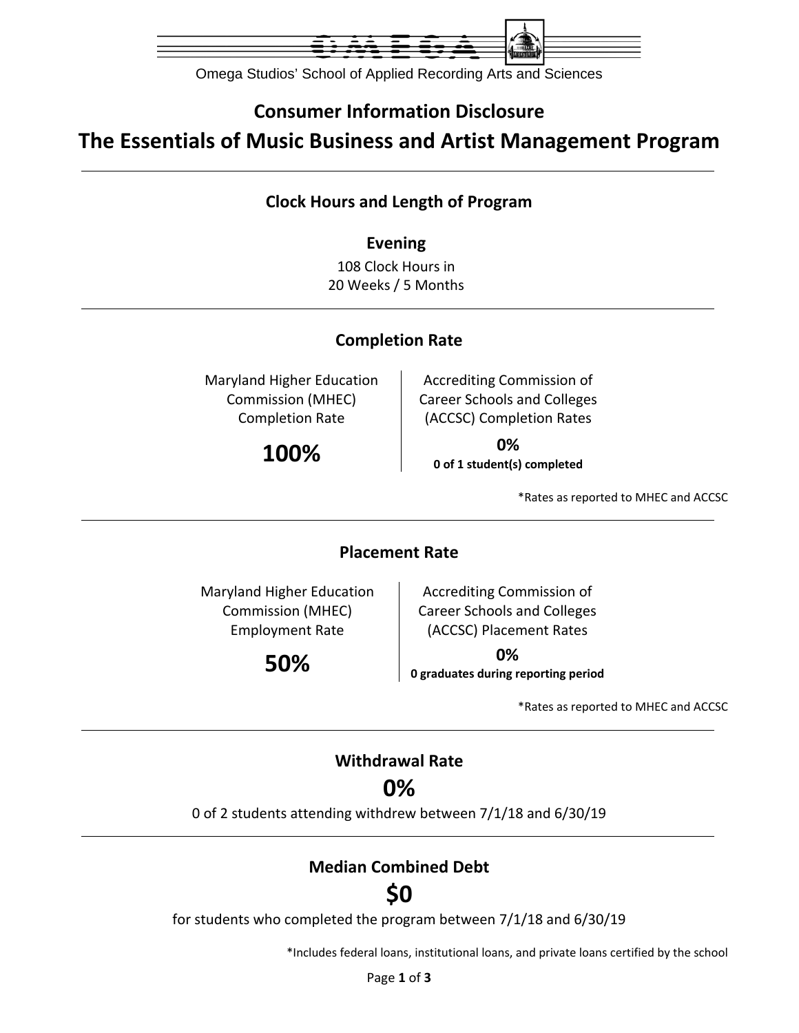Omega Studios' School of Applied Recording Arts and Sciences

# Consumer Information Disclosure

# The Essentials of Music Business and Artist Management Program

## Clock Hours and Length of Program

### Evening

108 Clock Hours in
20 Weeks / 5 Months

## Completion Rate

| Maryland Higher Education Commission (MHEC) Completion Rate | Accrediting Commission of Career Schools and Colleges (ACCSC) Completion Rates |
|---|---|
| **100%** | **0%**<br>**0 of 1 student(s) completed** |

*Rates as reported to MHEC and ACCSC

## Placement Rate

| Maryland Higher Education Commission (MHEC) Employment Rate | Accrediting Commission of Career Schools and Colleges (ACCSC) Placement Rates |
|---|---|
| **50%** | **0%**<br>**0 graduates during reporting period** |

*Rates as reported to MHEC and ACCSC

## Withdrawal Rate

**0%**

0 of 2 students attending withdrew between 7/1/18 and 6/30/19

## Median Combined Debt

**$0**

for students who completed the program between 7/1/18 and 6/30/19

*Includes federal loans, institutional loans, and private loans certified by the school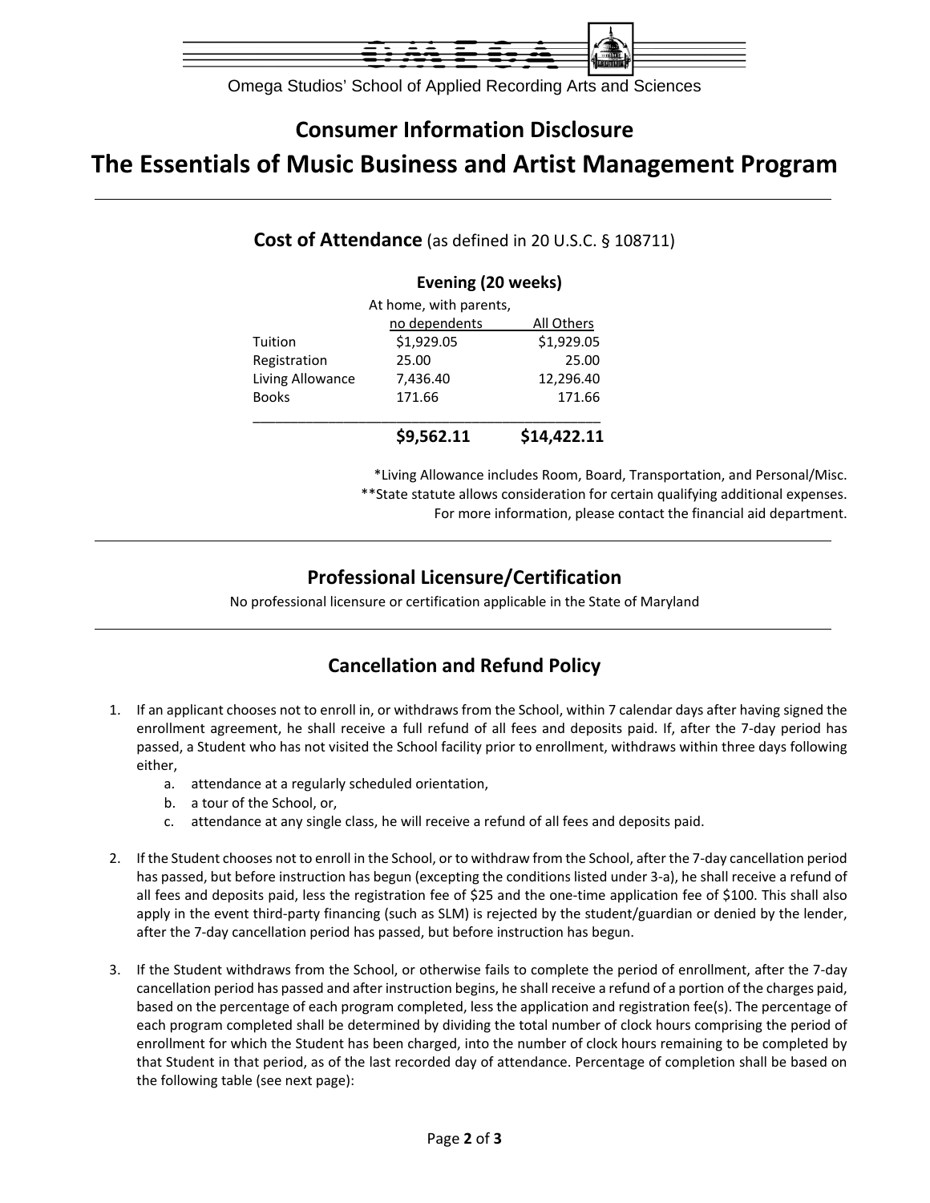Omega Studios' School of Applied Recording Arts and Sciences

# Consumer Information Disclosure

# The Essentials of Music Business and Artist Management Program

## Cost of Attendance (as defined in 20 U.S.C. § 108711)

**Evening (20 weeks)**

| | At home, with parents, no dependents | All Others |
|---|---|---|
| Tuition | $1,929.05 | $1,929.05 |
| Registration | 25.00 | 25.00 |
| Living Allowance | 7,436.40 | 12,296.40 |
| Books | 171.66 | 171.66 |
| | **$9,562.11** | **$14,422.11** |

*Living Allowance includes Room, Board, Transportation, and Personal/Misc.
**State statute allows consideration for certain qualifying additional expenses.
For more information, please contact the financial aid department.

## Professional Licensure/Certification

No professional licensure or certification applicable in the State of Maryland

## Cancellation and Refund Policy

1. If an applicant chooses not to enroll in, or withdraws from the School, within 7 calendar days after having signed the enrollment agreement, he shall receive a full refund of all fees and deposits paid. If, after the 7-day period has passed, a Student who has not visited the School facility prior to enrollment, withdraws within three days following either,
   a. attendance at a regularly scheduled orientation,
   b. a tour of the School, or,
   c. attendance at any single class, he will receive a refund of all fees and deposits paid.

2. If the Student chooses not to enroll in the School, or to withdraw from the School, after the 7-day cancellation period has passed, but before instruction has begun (excepting the conditions listed under 3-a), he shall receive a refund of all fees and deposits paid, less the registration fee of $25 and the one-time application fee of $100. This shall also apply in the event third-party financing (such as SLM) is rejected by the student/guardian or denied by the lender, after the 7-day cancellation period has passed, but before instruction has begun.

3. If the Student withdraws from the School, or otherwise fails to complete the period of enrollment, after the 7-day cancellation period has passed and after instruction begins, he shall receive a refund of a portion of the charges paid, based on the percentage of each program completed, less the application and registration fee(s). The percentage of each program completed shall be determined by dividing the total number of clock hours comprising the period of enrollment for which the Student has been charged, into the number of clock hours remaining to be completed by that Student in that period, as of the last recorded day of attendance. Percentage of completion shall be based on the following table (see next page):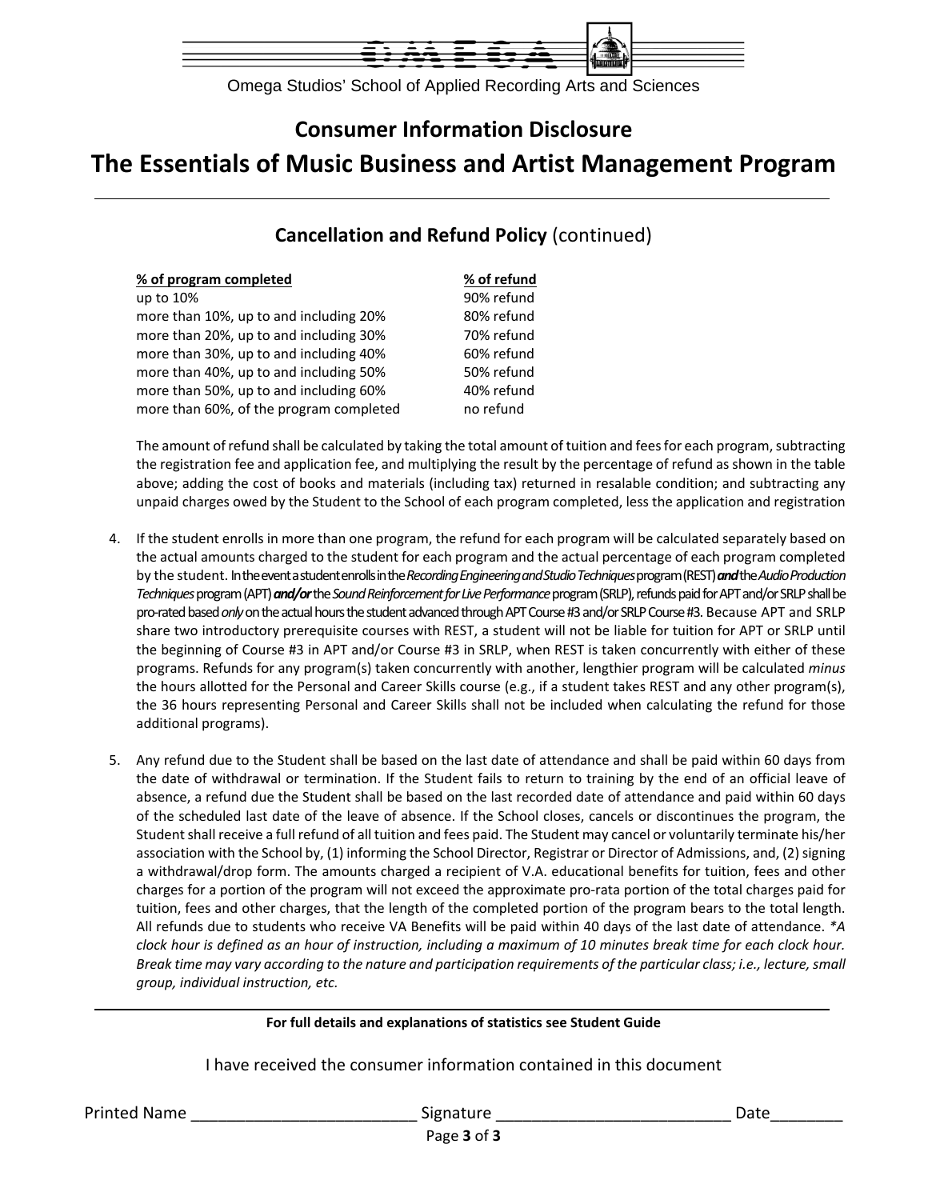Omega Studios' School of Applied Recording Arts and Sciences

# Consumer Information Disclosure

# The Essentials of Music Business and Artist Management Program

## Cancellation and Refund Policy (continued)

| % of program completed | % of refund |
|---|---|
| up to 10% | 90% refund |
| more than 10%, up to and including 20% | 80% refund |
| more than 20%, up to and including 30% | 70% refund |
| more than 30%, up to and including 40% | 60% refund |
| more than 40%, up to and including 50% | 50% refund |
| more than 50%, up to and including 60% | 40% refund |
| more than 60%, of the program completed | no refund |

The amount of refund shall be calculated by taking the total amount of tuition and fees for each program, subtracting the registration fee and application fee, and multiplying the result by the percentage of refund as shown in the table above; adding the cost of books and materials (including tax) returned in resalable condition; and subtracting any unpaid charges owed by the Student to the School of each program completed, less the application and registration

4. If the student enrolls in more than one program, the refund for each program will be calculated separately based on the actual amounts charged to the student for each program and the actual percentage of each program completed by the student. In the event a student enrolls in the *Recording Engineering and Studio Techniques* program (REST) ***and*** the *Audio Production Techniques* program (APT) ***and/or*** the *Sound Reinforcement for Live Performance* program (SRLP), refunds paid for APT and/or SRLP shall be pro-rated based *only* on the actual hours the student advanced through APT Course #3 and/or SRLP Course #3. Because APT and SRLP share two introductory prerequisite courses with REST, a student will not be liable for tuition for APT or SRLP until the beginning of Course #3 in APT and/or Course #3 in SRLP, when REST is taken concurrently with either of these programs. Refunds for any program(s) taken concurrently with another, lengthier program will be calculated *minus* the hours allotted for the Personal and Career Skills course (e.g., if a student takes REST and any other program(s), the 36 hours representing Personal and Career Skills shall not be included when calculating the refund for those additional programs).

5. Any refund due to the Student shall be based on the last date of attendance and shall be paid within 60 days from the date of withdrawal or termination. If the Student fails to return to training by the end of an official leave of absence, a refund due the Student shall be based on the last recorded date of attendance and paid within 60 days of the scheduled last date of the leave of absence. If the School closes, cancels or discontinues the program, the Student shall receive a full refund of all tuition and fees paid. The Student may cancel or voluntarily terminate his/her association with the School by, (1) informing the School Director, Registrar or Director of Admissions, and, (2) signing a withdrawal/drop form. The amounts charged a recipient of V.A. educational benefits for tuition, fees and other charges for a portion of the program will not exceed the approximate pro-rata portion of the total charges paid for tuition, fees and other charges, that the length of the completed portion of the program bears to the total length. All refunds due to students who receive VA Benefits will be paid within 40 days of the last date of attendance. *\*A clock hour is defined as an hour of instruction, including a maximum of 10 minutes break time for each clock hour. Break time may vary according to the nature and participation requirements of the particular class; i.e., lecture, small group, individual instruction, etc.*

**For full details and explanations of statistics see Student Guide**

I have received the consumer information contained in this document

Printed Name _________________________ Signature __________________________ Date________